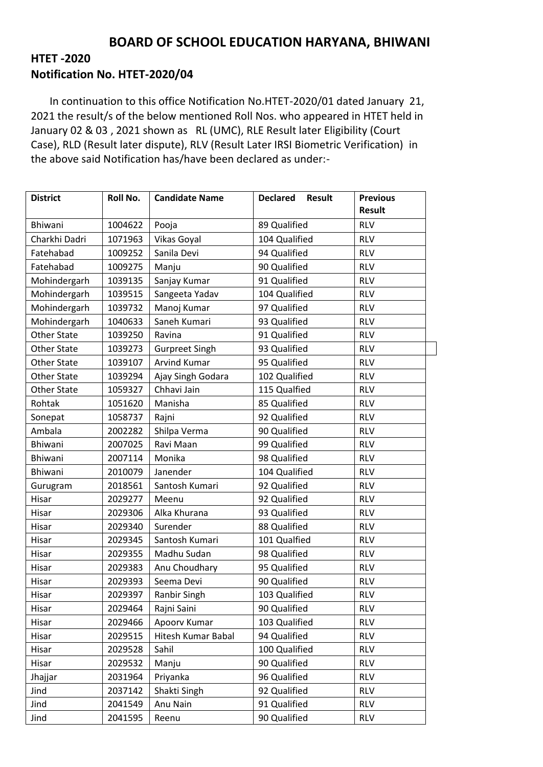# BOARD OF SCHOOL EDUCATION HARYANA, BHIWANI

## HTET -2020

## Notification No. HTET-2020/04

In continuation to this office Notification No.HTET-2020/01 dated January 21, 2021 the result/s of the below mentioned Roll Nos. who appeared in HTET held in January 02 & 03 , 2021 shown as RL (UMC), RLE Result later Eligibility (Court Case), RLD (Result later dispute), RLV (Result Later IRSI Biometric Verification) in the above said Notification has/have been declared as under:-

| District | Roll No. | Candidate Name | Declared Result | Previous Result |
|---|---|---|---|---|
| Bhiwani | 1004622 | Pooja | 89 Qualified | RLV |
| Charkhi Dadri | 1071963 | Vikas Goyal | 104 Qualified | RLV |
| Fatehabad | 1009252 | Sanila Devi | 94 Qualified | RLV |
| Fatehabad | 1009275 | Manju | 90 Qualified | RLV |
| Mohindergarh | 1039135 | Sanjay Kumar | 91 Qualified | RLV |
| Mohindergarh | 1039515 | Sangeeta Yadav | 104 Qualified | RLV |
| Mohindergarh | 1039732 | Manoj Kumar | 97 Qualified | RLV |
| Mohindergarh | 1040633 | Saneh Kumari | 93 Qualified | RLV |
| Other State | 1039250 | Ravina | 91 Qualified | RLV |
| Other State | 1039273 | Gurpreet Singh | 93 Qualified | RLV |
| Other State | 1039107 | Arvind Kumar | 95 Qualified | RLV |
| Other State | 1039294 | Ajay Singh Godara | 102 Qualified | RLV |
| Other State | 1059327 | Chhavi Jain | 115 Qualfied | RLV |
| Rohtak | 1051620 | Manisha | 85 Qualified | RLV |
| Sonepat | 1058737 | Rajni | 92 Qualified | RLV |
| Ambala | 2002282 | Shilpa Verma | 90 Qualified | RLV |
| Bhiwani | 2007025 | Ravi Maan | 99 Qualified | RLV |
| Bhiwani | 2007114 | Monika | 98 Qualified | RLV |
| Bhiwani | 2010079 | Janender | 104 Qualified | RLV |
| Gurugram | 2018561 | Santosh Kumari | 92 Qualified | RLV |
| Hisar | 2029277 | Meenu | 92 Qualified | RLV |
| Hisar | 2029306 | Alka Khurana | 93 Qualified | RLV |
| Hisar | 2029340 | Surender | 88 Qualified | RLV |
| Hisar | 2029345 | Santosh Kumari | 101 Qualfied | RLV |
| Hisar | 2029355 | Madhu Sudan | 98 Qualified | RLV |
| Hisar | 2029383 | Anu Choudhary | 95 Qualified | RLV |
| Hisar | 2029393 | Seema Devi | 90 Qualified | RLV |
| Hisar | 2029397 | Ranbir Singh | 103 Qualified | RLV |
| Hisar | 2029464 | Rajni Saini | 90 Qualified | RLV |
| Hisar | 2029466 | Apoorv Kumar | 103 Qualified | RLV |
| Hisar | 2029515 | Hitesh Kumar Babal | 94 Qualified | RLV |
| Hisar | 2029528 | Sahil | 100 Qualified | RLV |
| Hisar | 2029532 | Manju | 90 Qualified | RLV |
| Jhajjar | 2031964 | Priyanka | 96 Qualified | RLV |
| Jind | 2037142 | Shakti Singh | 92 Qualified | RLV |
| Jind | 2041549 | Anu Nain | 91 Qualified | RLV |
| Jind | 2041595 | Reenu | 90 Qualified | RLV |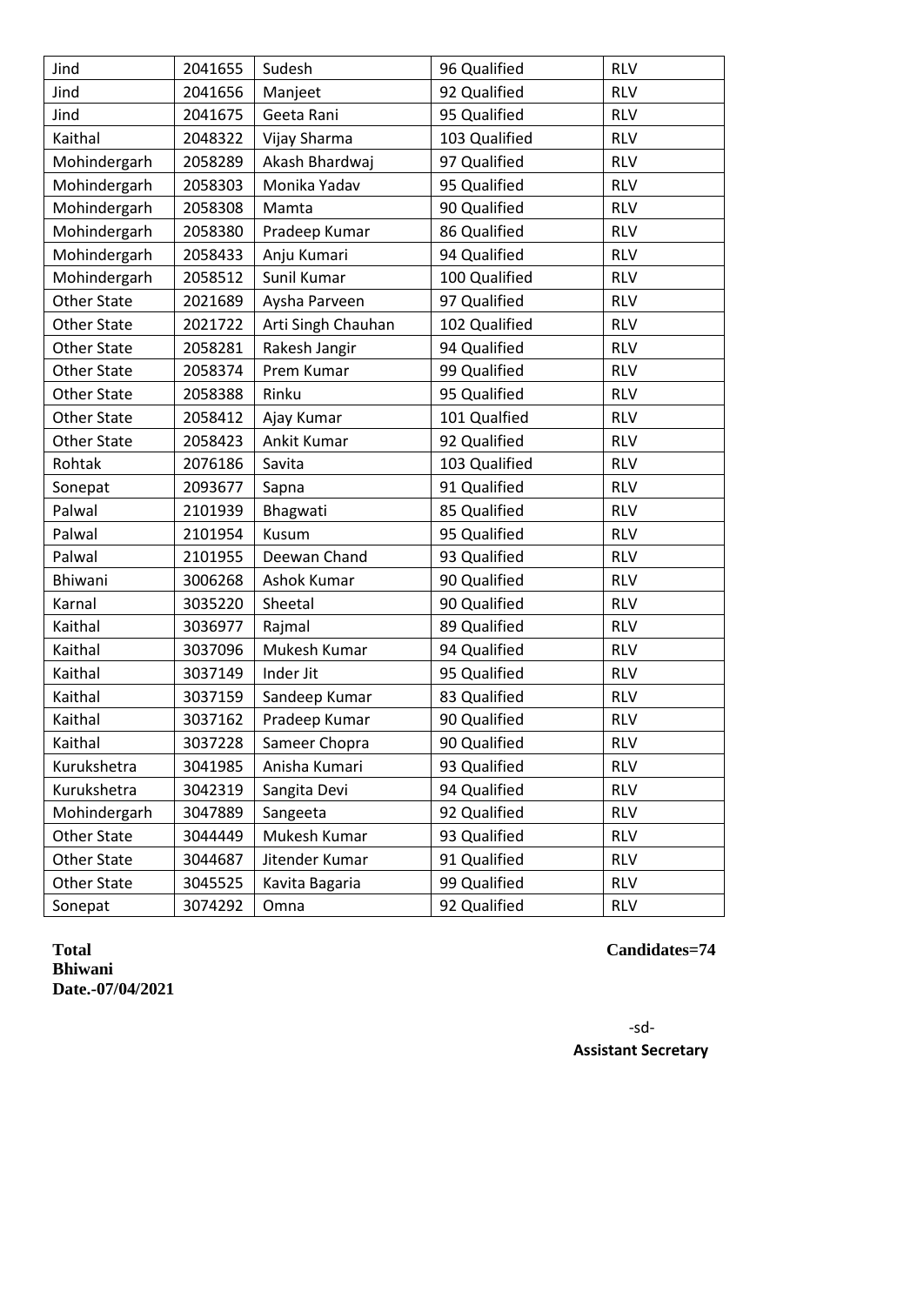| | | | | |
|---|---|---|---|---|
| Jind | 2041655 | Sudesh | 96 Qualified | RLV |
| Jind | 2041656 | Manjeet | 92 Qualified | RLV |
| Jind | 2041675 | Geeta Rani | 95 Qualified | RLV |
| Kaithal | 2048322 | Vijay Sharma | 103 Qualified | RLV |
| Mohindergarh | 2058289 | Akash Bhardwaj | 97 Qualified | RLV |
| Mohindergarh | 2058303 | Monika Yadav | 95 Qualified | RLV |
| Mohindergarh | 2058308 | Mamta | 90 Qualified | RLV |
| Mohindergarh | 2058380 | Pradeep Kumar | 86 Qualified | RLV |
| Mohindergarh | 2058433 | Anju Kumari | 94 Qualified | RLV |
| Mohindergarh | 2058512 | Sunil Kumar | 100 Qualified | RLV |
| Other State | 2021689 | Aysha Parveen | 97 Qualified | RLV |
| Other State | 2021722 | Arti Singh Chauhan | 102 Qualified | RLV |
| Other State | 2058281 | Rakesh Jangir | 94 Qualified | RLV |
| Other State | 2058374 | Prem Kumar | 99 Qualified | RLV |
| Other State | 2058388 | Rinku | 95 Qualified | RLV |
| Other State | 2058412 | Ajay Kumar | 101 Qualfied | RLV |
| Other State | 2058423 | Ankit Kumar | 92 Qualified | RLV |
| Rohtak | 2076186 | Savita | 103 Qualified | RLV |
| Sonepat | 2093677 | Sapna | 91 Qualified | RLV |
| Palwal | 2101939 | Bhagwati | 85 Qualified | RLV |
| Palwal | 2101954 | Kusum | 95 Qualified | RLV |
| Palwal | 2101955 | Deewan Chand | 93 Qualified | RLV |
| Bhiwani | 3006268 | Ashok Kumar | 90 Qualified | RLV |
| Karnal | 3035220 | Sheetal | 90 Qualified | RLV |
| Kaithal | 3036977 | Rajmal | 89 Qualified | RLV |
| Kaithal | 3037096 | Mukesh Kumar | 94 Qualified | RLV |
| Kaithal | 3037149 | Inder Jit | 95 Qualified | RLV |
| Kaithal | 3037159 | Sandeep Kumar | 83 Qualified | RLV |
| Kaithal | 3037162 | Pradeep Kumar | 90 Qualified | RLV |
| Kaithal | 3037228 | Sameer Chopra | 90 Qualified | RLV |
| Kurukshetra | 3041985 | Anisha Kumari | 93 Qualified | RLV |
| Kurukshetra | 3042319 | Sangita Devi | 94 Qualified | RLV |
| Mohindergarh | 3047889 | Sangeeta | 92 Qualified | RLV |
| Other State | 3044449 | Mukesh Kumar | 93 Qualified | RLV |
| Other State | 3044687 | Jitender Kumar | 91 Qualified | RLV |
| Other State | 3045525 | Kavita Bagaria | 99 Qualified | RLV |
| Sonepat | 3074292 | Omna | 92 Qualified | RLV |

**Total Candidates=74**

**Bhiwani**
**Date.-07/04/2021**

-sd-
**Assistant Secretary**